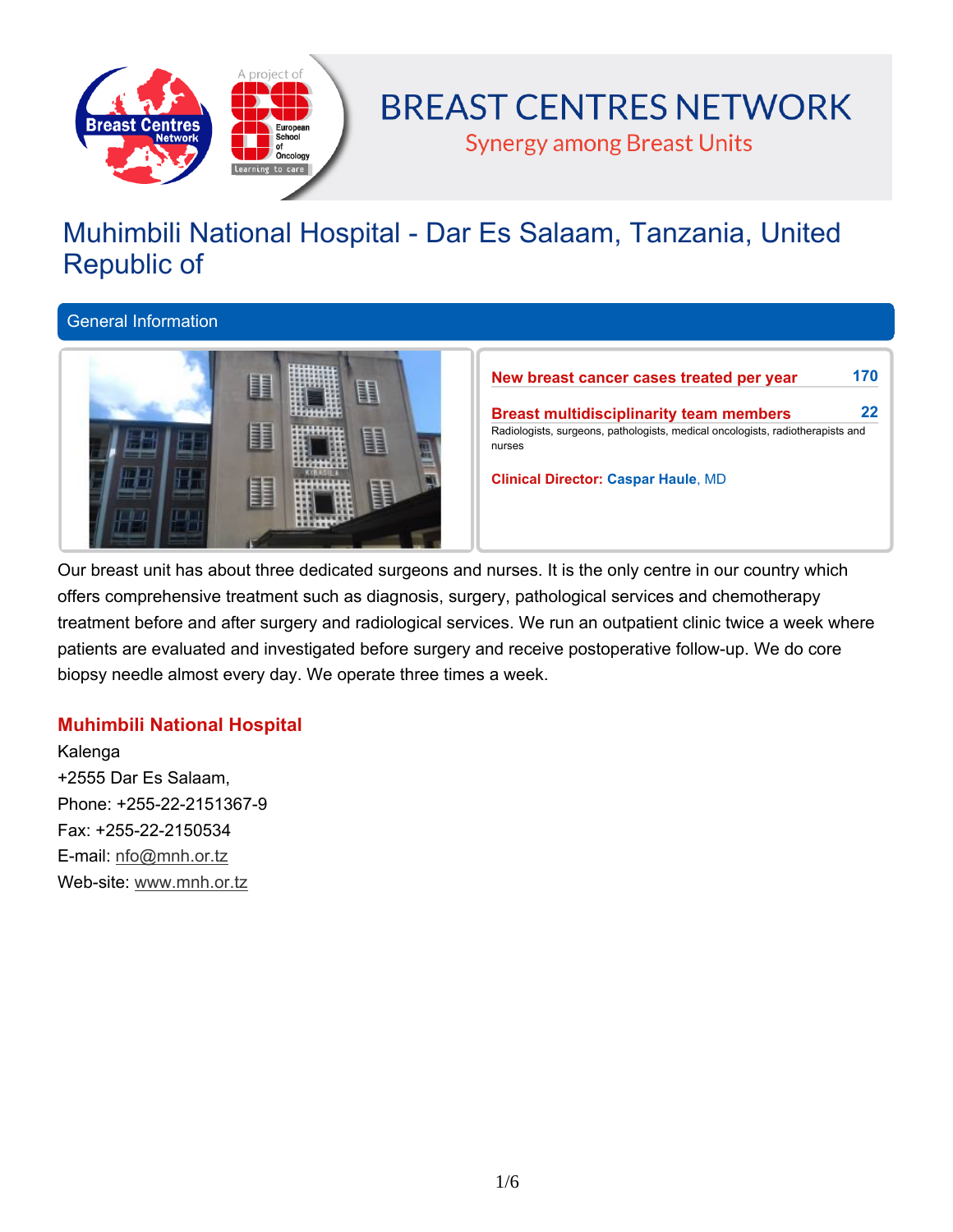# BREAST CENTRES NETWORK

Synergy among Breast Units

# Muhimbili National Hospital - Dar Es Salaam, Tanzania, United Republic of

## General Information

**New breast cancer cases treated per year** 170

**Breast multidisciplinarity team members** 22

Radiologists, surgeons, pathologists, medical oncologists, radiotherapists and nurses

**Clinical Director: Caspar Haule**, MD

Our breast unit has about three dedicated surgeons and nurses. It is the only centre in our country which offers comprehensive treatment such as diagnosis, surgery, pathological services and chemotherapy treatment before and after surgery and radiological services. We run an outpatient clinic twice a week where patients are evaluated and investigated before surgery and receive postoperative follow-up. We do core biopsy needle almost every day. We operate three times a week.

### Muhimbili National Hospital

Kalenga  
+2555 Dar Es Salaam,  
Phone: +255-22-2151367-9  
Fax: +255-22-2150534  
E-mail: nfo@mnh.or.tz  
Web-site: www.mnh.or.tz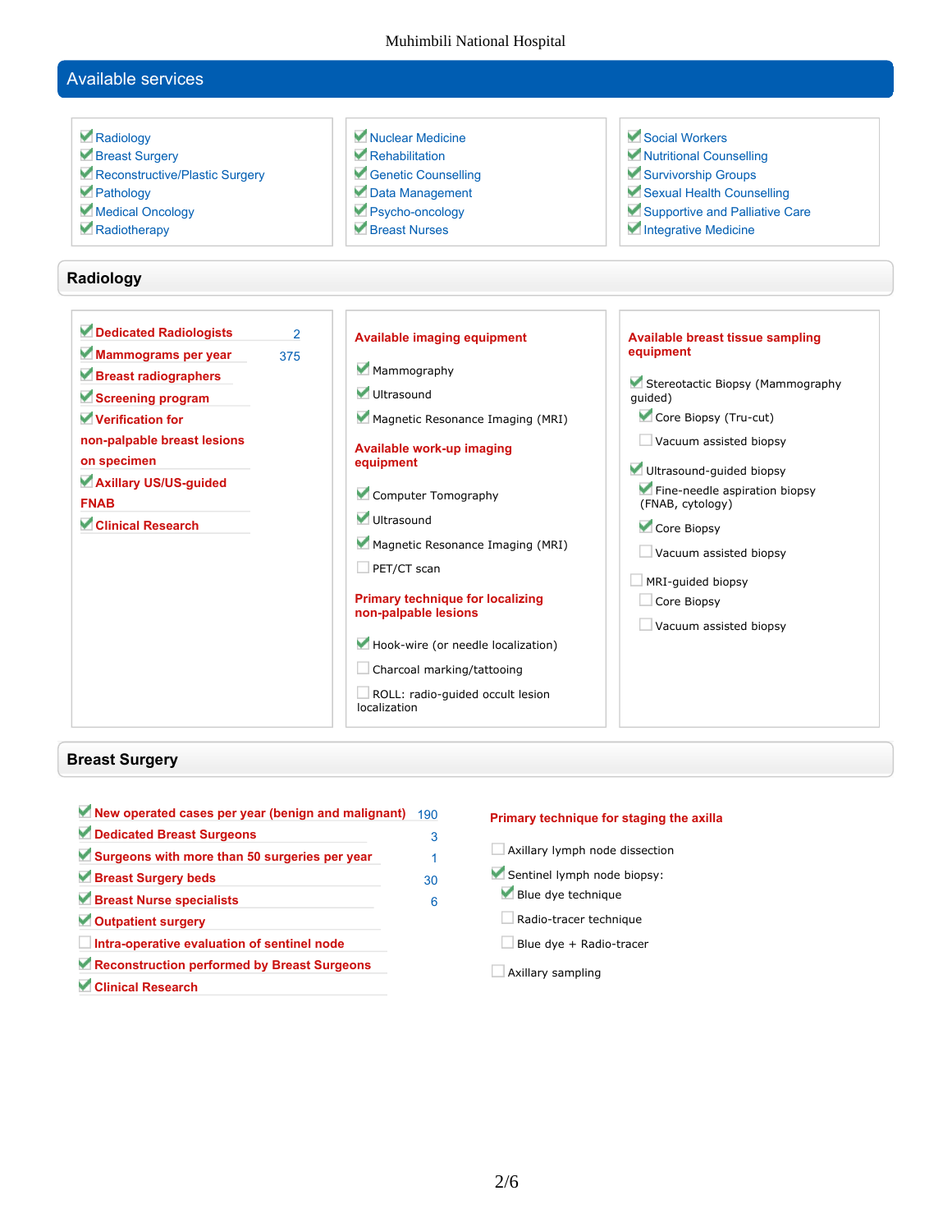## Available services

- [x] Radiology
- [x] Breast Surgery
- [x] Reconstructive/Plastic Surgery
- [x] Pathology
- [x] Medical Oncology
- [x] Radiotherapy
- [x] Nuclear Medicine
- [x] Rehabilitation
- [x] Genetic Counselling
- [x] Data Management
- [x] Psycho-oncology
- [x] Breast Nurses
- [x] Social Workers
- [x] Nutritional Counselling
- [x] Survivorship Groups
- [x] Sexual Health Counselling
- [x] Supportive and Palliative Care
- [x] Integrative Medicine

## Radiology

- [x] **Dedicated Radiologists** 2
- [x] **Mammograms per year** 375
- [x] **Breast radiographers**
- [x] **Screening program**
- [x] **Verification for non-palpable breast lesions on specimen**
- [x] **Axillary US/US-guided FNAB**
- [x] **Clinical Research**

**Available imaging equipment**

- [x] Mammography
- [x] Ultrasound
- [x] Magnetic Resonance Imaging (MRI)

**Available work-up imaging equipment**

- [x] Computer Tomography
- [x] Ultrasound
- [x] Magnetic Resonance Imaging (MRI)
- [ ] PET/CT scan

**Primary technique for localizing non-palpable lesions**

- [x] Hook-wire (or needle localization)
- [ ] Charcoal marking/tattooing
- [ ] ROLL: radio-guided occult lesion localization

**Available breast tissue sampling equipment**

- [x] Stereotactic Biopsy (Mammography guided)
  - [x] Core Biopsy (Tru-cut)
  - [ ] Vacuum assisted biopsy
- [x] Ultrasound-guided biopsy
  - [x] Fine-needle aspiration biopsy (FNAB, cytology)
  - [x] Core Biopsy
  - [ ] Vacuum assisted biopsy
- [ ] MRI-guided biopsy
  - [ ] Core Biopsy
  - [ ] Vacuum assisted biopsy

## Breast Surgery

- [x] **New operated cases per year (benign and malignant)** 190
- [x] **Dedicated Breast Surgeons** 3
- [x] **Surgeons with more than 50 surgeries per year** 1
- [x] **Breast Surgery beds** 30
- [x] **Breast Nurse specialists** 6
- [x] **Outpatient surgery**
- [ ] **Intra-operative evaluation of sentinel node**
- [x] **Reconstruction performed by Breast Surgeons**
- [x] **Clinical Research**

**Primary technique for staging the axilla**

- [ ] Axillary lymph node dissection
- [x] Sentinel lymph node biopsy:
  - [x] Blue dye technique
  - [ ] Radio-tracer technique
  - [ ] Blue dye + Radio-tracer
- [ ] Axillary sampling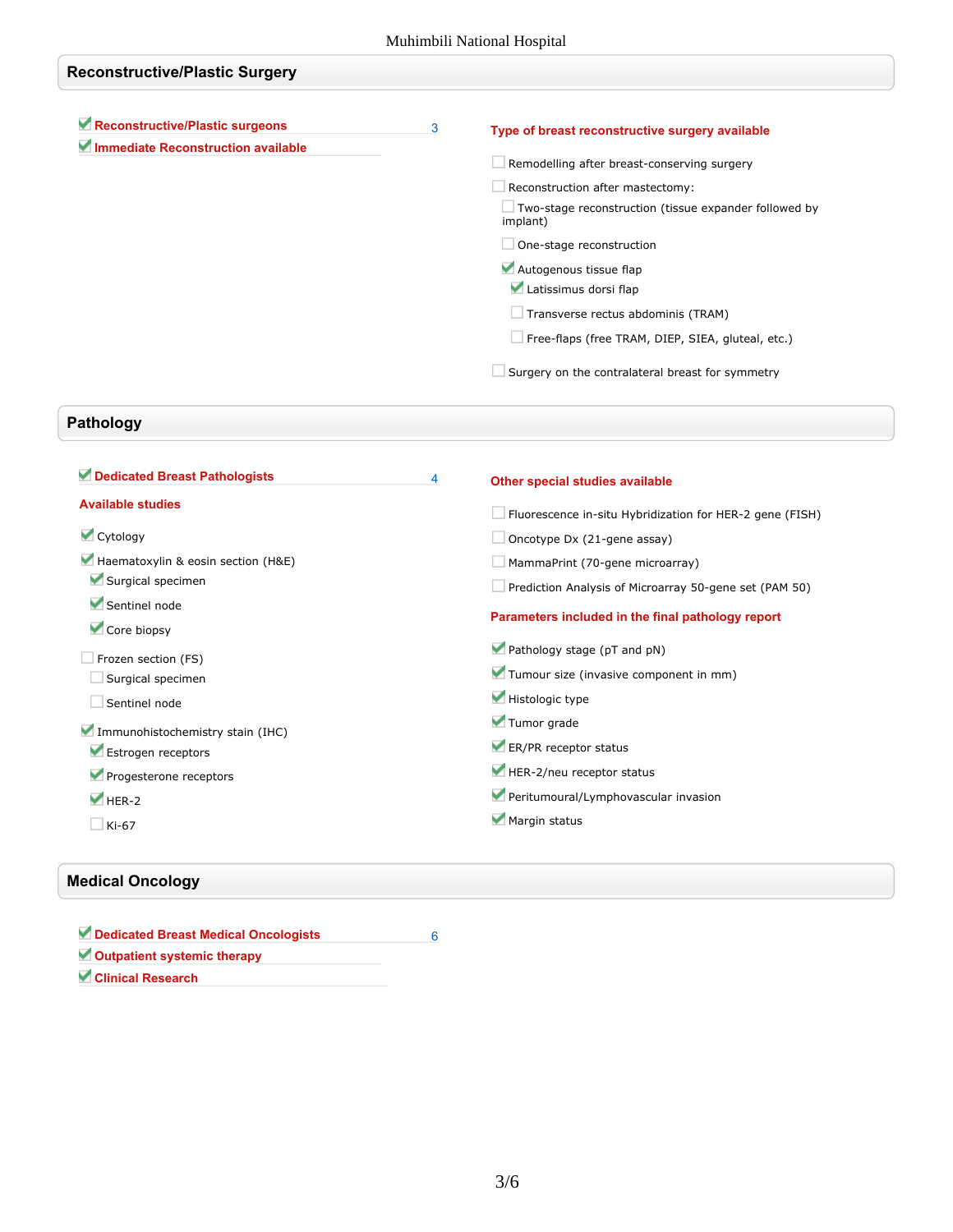## Reconstructive/Plastic Surgery

- [x] **Reconstructive/Plastic surgeons** — 3
- [x] **Immediate Reconstruction available**

**Type of breast reconstructive surgery available**

- [ ] Remodelling after breast-conserving surgery
- [ ] Reconstruction after mastectomy:
  - [ ] Two-stage reconstruction (tissue expander followed by implant)
  - [ ] One-stage reconstruction
  - [x] Autogenous tissue flap
    - [x] Latissimus dorsi flap
    - [ ] Transverse rectus abdominis (TRAM)
    - [ ] Free-flaps (free TRAM, DIEP, SIEA, gluteal, etc.)
- [ ] Surgery on the contralateral breast for symmetry

## Pathology

- [x] **Dedicated Breast Pathologists** — 4

**Available studies**

- [x] Cytology
- [x] Haematoxylin & eosin section (H&E)
  - [x] Surgical specimen
  - [x] Sentinel node
  - [x] Core biopsy
- [ ] Frozen section (FS)
  - [ ] Surgical specimen
  - [ ] Sentinel node
- [x] Immunohistochemistry stain (IHC)
  - [x] Estrogen receptors
  - [x] Progesterone receptors
  - [x] HER-2
  - [ ] Ki-67

**Other special studies available**

- [ ] Fluorescence in-situ Hybridization for HER-2 gene (FISH)
- [ ] Oncotype Dx (21-gene assay)
- [ ] MammaPrint (70-gene microarray)
- [ ] Prediction Analysis of Microarray 50-gene set (PAM 50)

**Parameters included in the final pathology report**

- [x] Pathology stage (pT and pN)
- [x] Tumour size (invasive component in mm)
- [x] Histologic type
- [x] Tumor grade
- [x] ER/PR receptor status
- [x] HER-2/neu receptor status
- [x] Peritumoural/Lymphovascular invasion
- [x] Margin status

## Medical Oncology

- [x] **Dedicated Breast Medical Oncologists** — 6
- [x] **Outpatient systemic therapy**
- [x] **Clinical Research**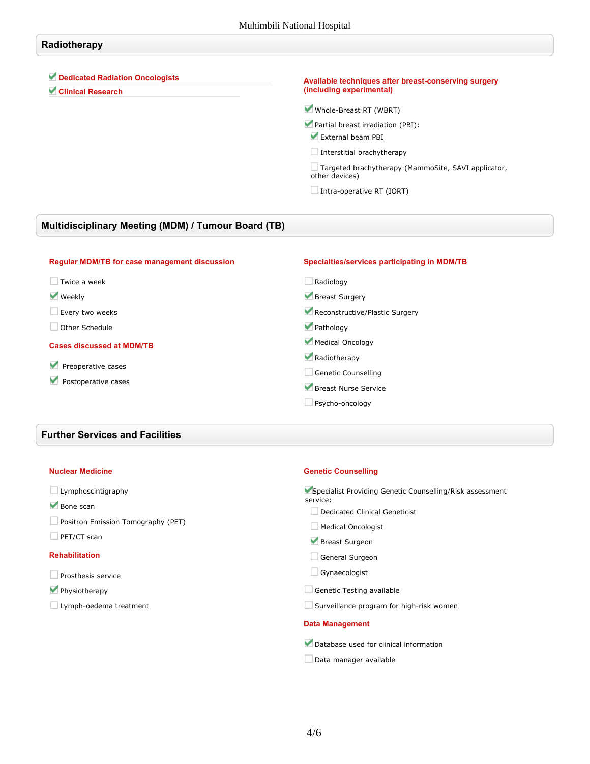## Radiotherapy

- [x] **Dedicated Radiation Oncologists**
- [x] **Clinical Research**

**Available techniques after breast-conserving surgery (including experimental)**

- [x] Whole-Breast RT (WBRT)
- [x] Partial breast irradiation (PBI):
  - [x] External beam PBI
  - [ ] Interstitial brachytherapy
  - [ ] Targeted brachytherapy (MammoSite, SAVI applicator, other devices)
  - [ ] Intra-operative RT (IORT)

## Multidisciplinary Meeting (MDM) / Tumour Board (TB)

**Regular MDM/TB for case management discussion**

- [ ] Twice a week
- [x] Weekly
- [ ] Every two weeks
- [ ] Other Schedule

**Cases discussed at MDM/TB**

- [x] Preoperative cases
- [x] Postoperative cases

**Specialties/services participating in MDM/TB**

- [ ] Radiology
- [x] Breast Surgery
- [x] Reconstructive/Plastic Surgery
- [x] Pathology
- [x] Medical Oncology
- [x] Radiotherapy
- [ ] Genetic Counselling
- [x] Breast Nurse Service
- [ ] Psycho-oncology

## Further Services and Facilities

**Nuclear Medicine**

- [ ] Lymphoscintigraphy
- [x] Bone scan
- [ ] Positron Emission Tomography (PET)
- [ ] PET/CT scan

**Rehabilitation**

- [ ] Prosthesis service
- [x] Physiotherapy
- [ ] Lymph-oedema treatment

**Genetic Counselling**

- [x] Specialist Providing Genetic Counselling/Risk assessment service:
  - [ ] Dedicated Clinical Geneticist
  - [ ] Medical Oncologist
  - [x] Breast Surgeon
  - [ ] General Surgeon
  - [ ] Gynaecologist
- [ ] Genetic Testing available
- [ ] Surveillance program for high-risk women

**Data Management**

- [x] Database used for clinical information
- [ ] Data manager available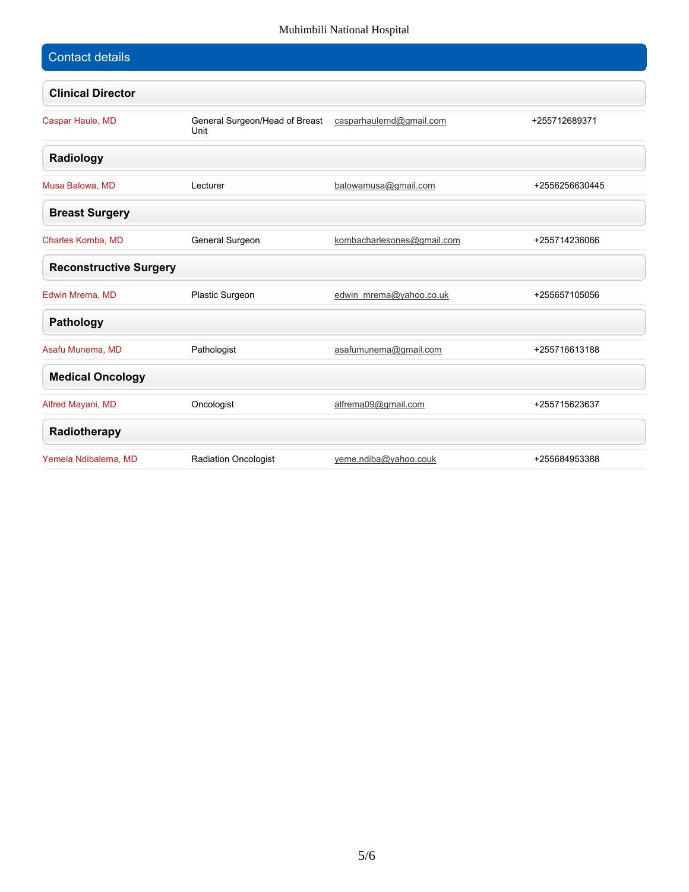## Contact details

### Clinical Director

| | | | |
|---|---|---|---|
| Caspar Haule, MD | General Surgeon/Head of Breast Unit | casparhaulemd@gmail.com | +255712689371 |

### Radiology

| | | | |
|---|---|---|---|
| Musa Balowa, MD | Lecturer | balowamusa@gmail.com | +2556256630445 |

### Breast Surgery

| | | | |
|---|---|---|---|
| Charles Komba, MD | General Surgeon | kombacharlesones@gmail.com | +255714236066 |

### Reconstructive Surgery

| | | | |
|---|---|---|---|
| Edwin Mrema, MD | Plastic Surgeon | edwin_mrema@yahoo.co.uk | +255657105056 |

### Pathology

| | | | |
|---|---|---|---|
| Asafu Munema, MD | Pathologist | asafumunema@gmail.com | +255716613188 |

### Medical Oncology

| | | | |
|---|---|---|---|
| Alfred Mayani, MD | Oncologist | alfrema09@gmail.com | +255715623637 |

### Radiotherapy

| | | | |
|---|---|---|---|
| Yemela Ndibalema, MD | Radiation Oncologist | yeme.ndiba@yahoo.couk | +255684953388 |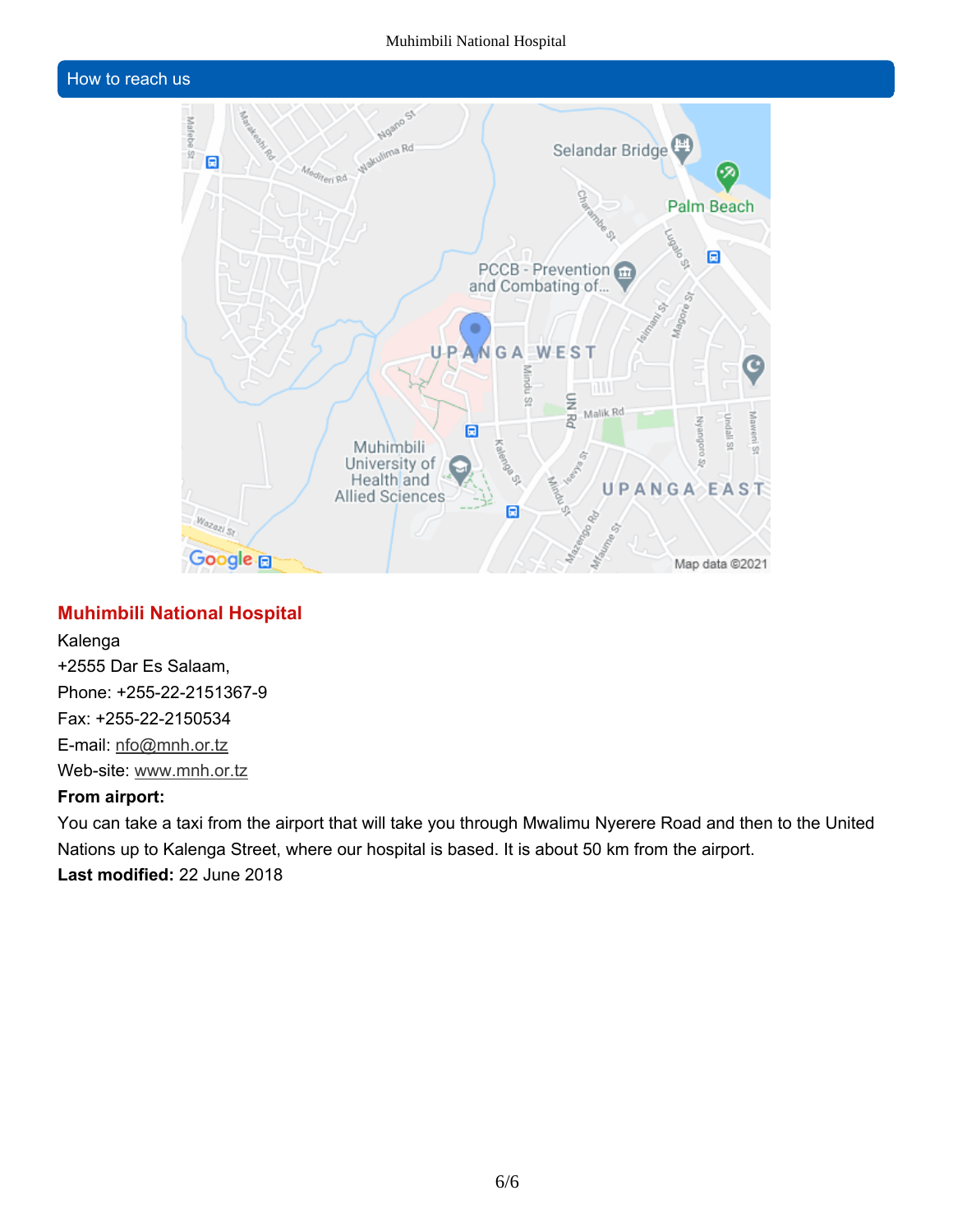## How to reach us

### Muhimbili National Hospital

Kalenga
+2555 Dar Es Salaam,
Phone: +255-22-2151367-9
Fax: +255-22-2150534
E-mail: nfo@mnh.or.tz
Web-site: www.mnh.or.tz

**From airport:**
You can take a taxi from the airport that will take you through Mwalimu Nyerere Road and then to the United Nations up to Kalenga Street, where our hospital is based. It is about 50 km from the airport.

**Last modified:** 22 June 2018